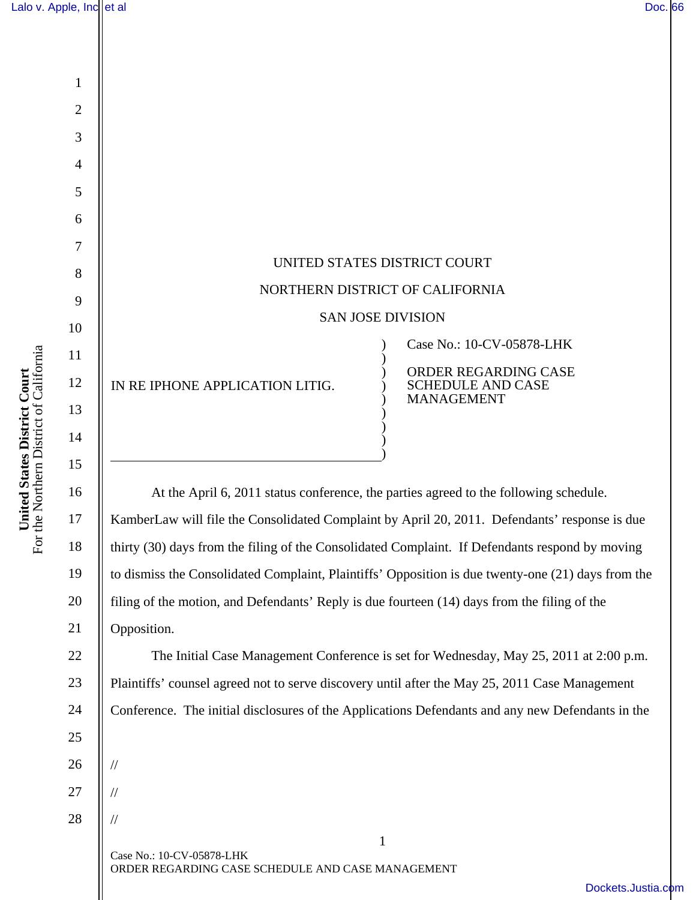UNITED STATES DISTRICT COURT

NORTHERN DISTRICT OF CALIFORNIA

SAN JOSE DIVISION

IN RE IPHONE APPLICATION LITIG.

Case No.: 10-CV-05878-LHK

ORDER REGARDING CASE SCHEDULE AND CASE MANAGEMENT

At the April 6, 2011 status conference, the parties agreed to the following schedule. KamberLaw will file the Consolidated Complaint by April 20, 2011. Defendants' response is due thirty (30) days from the filing of the Consolidated Complaint. If Defendants respond by moving to dismiss the Consolidated Complaint, Plaintiffs' Opposition is due twenty-one (21) days from the filing of the motion, and Defendants' Reply is due fourteen (14) days from the filing of the Opposition.

The Initial Case Management Conference is set for Wednesday, May 25, 2011 at 2:00 p.m. Plaintiffs' counsel agreed not to serve discovery until after the May 25, 2011 Case Management Conference. The initial disclosures of the Applications Defendants and any new Defendants in the

//

//

//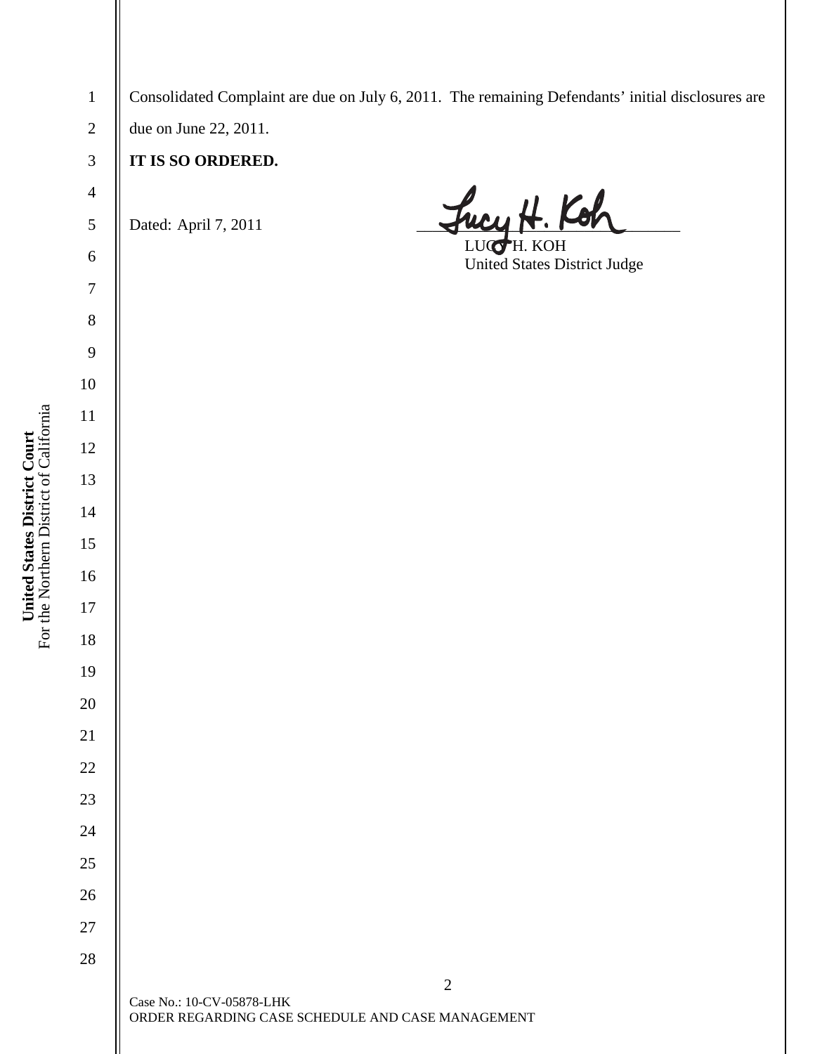Consolidated Complaint are due on July 6, 2011. The remaining Defendants' initial disclosures are due on June 22, 2011.

**IT IS SO ORDERED.**

Dated: April 7, 2011

LUCY H. KOH
United States District Judge